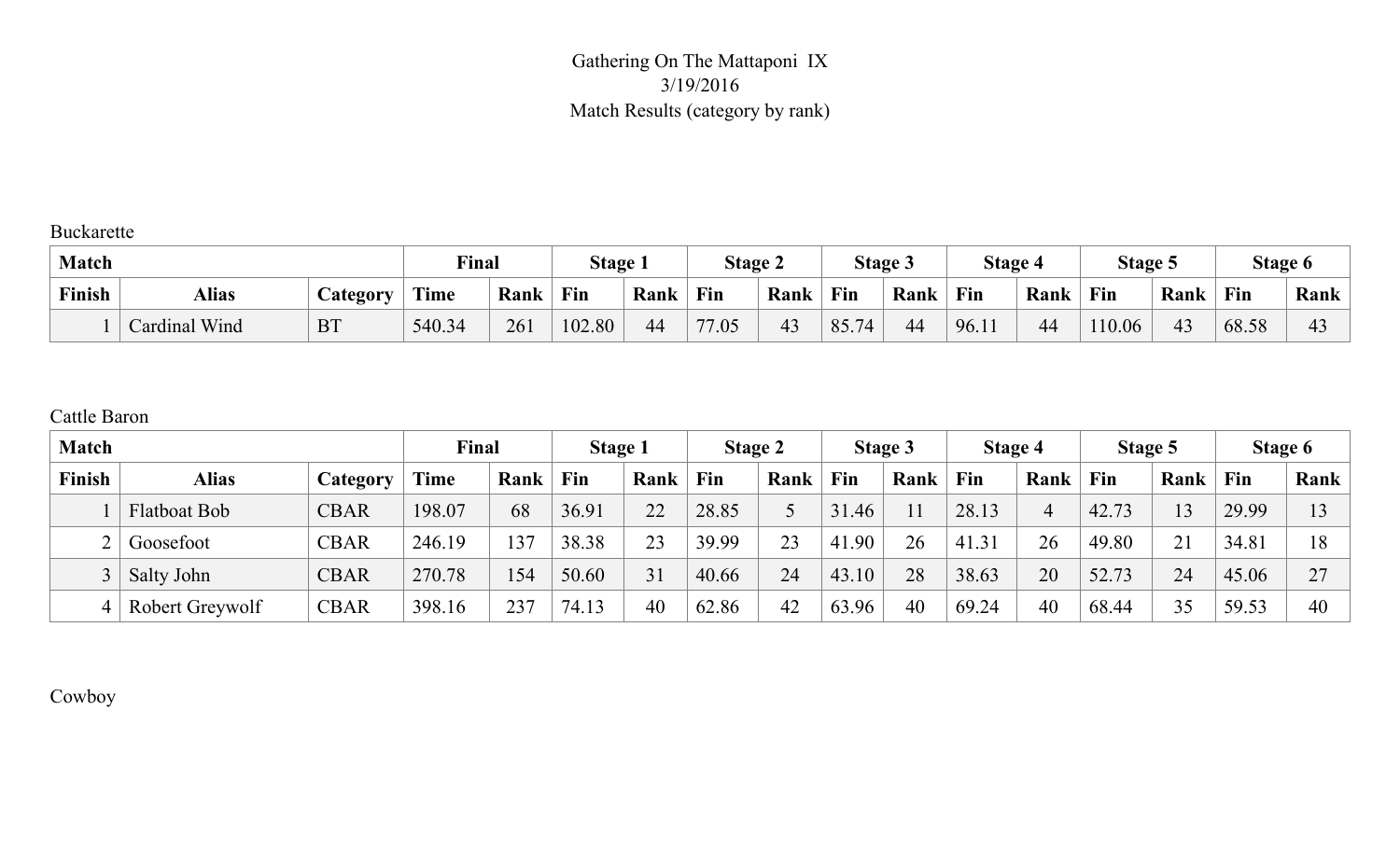Gathering On The Mattaponi IX
3/19/2016
Match Results (category by rank)

Buckarette

| Match | | | Final | | Stage 1 | | Stage 2 | | Stage 3 | | Stage 4 | | Stage 5 | | Stage 6 | |
|---|---|---|---|---|---|---|---|---|---|---|---|---|---|---|---|---|
| Finish | Alias | Category | Time | Rank | Fin | Rank | Fin | Rank | Fin | Rank | Fin | Rank | Fin | Rank | Fin | Rank |
| 1 | Cardinal Wind | BT | 540.34 | 261 | 102.80 | 44 | 77.05 | 43 | 85.74 | 44 | 96.11 | 44 | 110.06 | 43 | 68.58 | 43 |

Cattle Baron

| Match | | | Final | | Stage 1 | | Stage 2 | | Stage 3 | | Stage 4 | | Stage 5 | | Stage 6 | |
|---|---|---|---|---|---|---|---|---|---|---|---|---|---|---|---|---|
| Finish | Alias | Category | Time | Rank | Fin | Rank | Fin | Rank | Fin | Rank | Fin | Rank | Fin | Rank | Fin | Rank |
| 1 | Flatboat Bob | CBAR | 198.07 | 68 | 36.91 | 22 | 28.85 | 5 | 31.46 | 11 | 28.13 | 4 | 42.73 | 13 | 29.99 | 13 |
| 2 | Goosefoot | CBAR | 246.19 | 137 | 38.38 | 23 | 39.99 | 23 | 41.90 | 26 | 41.31 | 26 | 49.80 | 21 | 34.81 | 18 |
| 3 | Salty John | CBAR | 270.78 | 154 | 50.60 | 31 | 40.66 | 24 | 43.10 | 28 | 38.63 | 20 | 52.73 | 24 | 45.06 | 27 |
| 4 | Robert Greywolf | CBAR | 398.16 | 237 | 74.13 | 40 | 62.86 | 42 | 63.96 | 40 | 69.24 | 40 | 68.44 | 35 | 59.53 | 40 |

Cowboy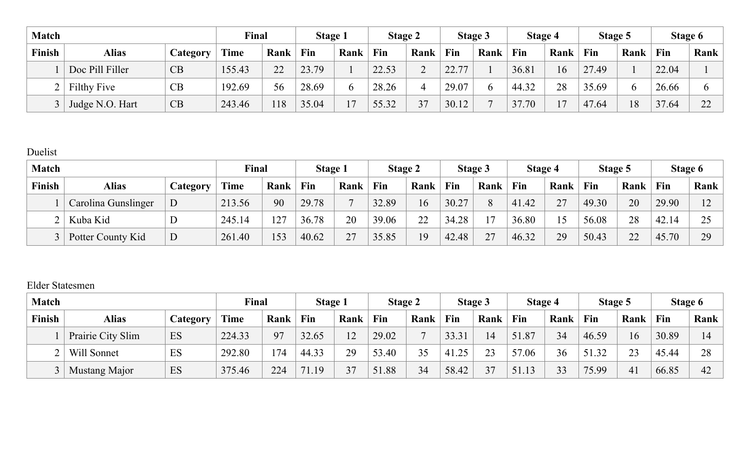| Match | | | Final | | Stage 1 | | Stage 2 | | Stage 3 | | Stage 4 | | Stage 5 | | Stage 6 | |
|---|---|---|---|---|---|---|---|---|---|---|---|---|---|---|---|---|
| Finish | Alias | Category | Time | Rank | Fin | Rank | Fin | Rank | Fin | Rank | Fin | Rank | Fin | Rank | Fin | Rank |
| 1 | Doc Pill Filler | CB | 155.43 | 22 | 23.79 | 1 | 22.53 | 2 | 22.77 | 1 | 36.81 | 16 | 27.49 | 1 | 22.04 | 1 |
| 2 | Filthy Five | CB | 192.69 | 56 | 28.69 | 6 | 28.26 | 4 | 29.07 | 6 | 44.32 | 28 | 35.69 | 6 | 26.66 | 6 |
| 3 | Judge N.O. Hart | CB | 243.46 | 118 | 35.04 | 17 | 55.32 | 37 | 30.12 | 7 | 37.70 | 17 | 47.64 | 18 | 37.64 | 22 |

Duelist

| Match | | | Final | | Stage 1 | | Stage 2 | | Stage 3 | | Stage 4 | | Stage 5 | | Stage 6 | |
|---|---|---|---|---|---|---|---|---|---|---|---|---|---|---|---|---|
| Finish | Alias | Category | Time | Rank | Fin | Rank | Fin | Rank | Fin | Rank | Fin | Rank | Fin | Rank | Fin | Rank |
| 1 | Carolina Gunslinger | D | 213.56 | 90 | 29.78 | 7 | 32.89 | 16 | 30.27 | 8 | 41.42 | 27 | 49.30 | 20 | 29.90 | 12 |
| 2 | Kuba Kid | D | 245.14 | 127 | 36.78 | 20 | 39.06 | 22 | 34.28 | 17 | 36.80 | 15 | 56.08 | 28 | 42.14 | 25 |
| 3 | Potter County Kid | D | 261.40 | 153 | 40.62 | 27 | 35.85 | 19 | 42.48 | 27 | 46.32 | 29 | 50.43 | 22 | 45.70 | 29 |

Elder Statesmen

| Match | | | Final | | Stage 1 | | Stage 2 | | Stage 3 | | Stage 4 | | Stage 5 | | Stage 6 | |
|---|---|---|---|---|---|---|---|---|---|---|---|---|---|---|---|---|
| Finish | Alias | Category | Time | Rank | Fin | Rank | Fin | Rank | Fin | Rank | Fin | Rank | Fin | Rank | Fin | Rank |
| 1 | Prairie City Slim | ES | 224.33 | 97 | 32.65 | 12 | 29.02 | 7 | 33.31 | 14 | 51.87 | 34 | 46.59 | 16 | 30.89 | 14 |
| 2 | Will Sonnet | ES | 292.80 | 174 | 44.33 | 29 | 53.40 | 35 | 41.25 | 23 | 57.06 | 36 | 51.32 | 23 | 45.44 | 28 |
| 3 | Mustang Major | ES | 375.46 | 224 | 71.19 | 37 | 51.88 | 34 | 58.42 | 37 | 51.13 | 33 | 75.99 | 41 | 66.85 | 42 |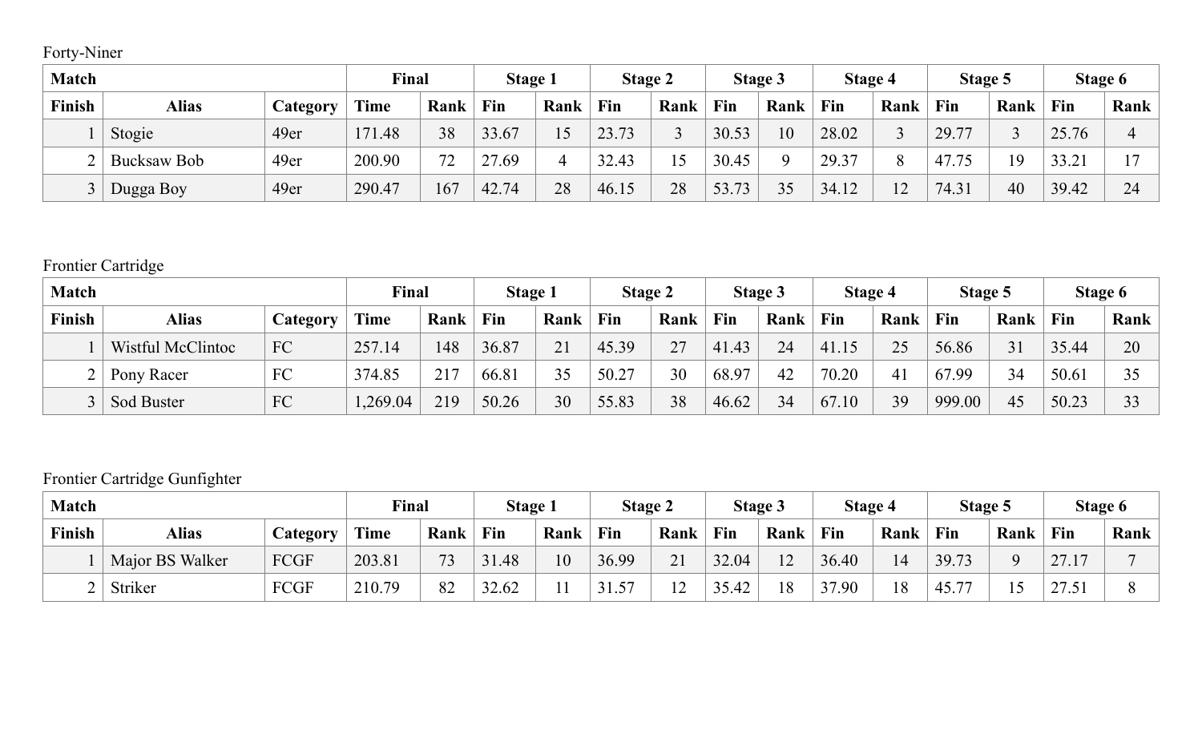Forty-Niner

| Match | | | Final | | Stage 1 | | Stage 2 | | Stage 3 | | Stage 4 | | Stage 5 | | Stage 6 | |
|---|---|---|---|---|---|---|---|---|---|---|---|---|---|---|---|---|
| Finish | Alias | Category | Time | Rank | Fin | Rank | Fin | Rank | Fin | Rank | Fin | Rank | Fin | Rank | Fin | Rank |
| 1 | Stogie | 49er | 171.48 | 38 | 33.67 | 15 | 23.73 | 3 | 30.53 | 10 | 28.02 | 3 | 29.77 | 3 | 25.76 | 4 |
| 2 | Bucksaw Bob | 49er | 200.90 | 72 | 27.69 | 4 | 32.43 | 15 | 30.45 | 9 | 29.37 | 8 | 47.75 | 19 | 33.21 | 17 |
| 3 | Dugga Boy | 49er | 290.47 | 167 | 42.74 | 28 | 46.15 | 28 | 53.73 | 35 | 34.12 | 12 | 74.31 | 40 | 39.42 | 24 |

Frontier Cartridge

| Match | | | Final | | Stage 1 | | Stage 2 | | Stage 3 | | Stage 4 | | Stage 5 | | Stage 6 | |
|---|---|---|---|---|---|---|---|---|---|---|---|---|---|---|---|---|
| Finish | Alias | Category | Time | Rank | Fin | Rank | Fin | Rank | Fin | Rank | Fin | Rank | Fin | Rank | Fin | Rank |
| 1 | Wistful McClintoc | FC | 257.14 | 148 | 36.87 | 21 | 45.39 | 27 | 41.43 | 24 | 41.15 | 25 | 56.86 | 31 | 35.44 | 20 |
| 2 | Pony Racer | FC | 374.85 | 217 | 66.81 | 35 | 50.27 | 30 | 68.97 | 42 | 70.20 | 41 | 67.99 | 34 | 50.61 | 35 |
| 3 | Sod Buster | FC | 1,269.04 | 219 | 50.26 | 30 | 55.83 | 38 | 46.62 | 34 | 67.10 | 39 | 999.00 | 45 | 50.23 | 33 |

Frontier Cartridge Gunfighter

| Match | | | Final | | Stage 1 | | Stage 2 | | Stage 3 | | Stage 4 | | Stage 5 | | Stage 6 | |
|---|---|---|---|---|---|---|---|---|---|---|---|---|---|---|---|---|
| Finish | Alias | Category | Time | Rank | Fin | Rank | Fin | Rank | Fin | Rank | Fin | Rank | Fin | Rank | Fin | Rank |
| 1 | Major BS Walker | FCGF | 203.81 | 73 | 31.48 | 10 | 36.99 | 21 | 32.04 | 12 | 36.40 | 14 | 39.73 | 9 | 27.17 | 7 |
| 2 | Striker | FCGF | 210.79 | 82 | 32.62 | 11 | 31.57 | 12 | 35.42 | 18 | 37.90 | 18 | 45.77 | 15 | 27.51 | 8 |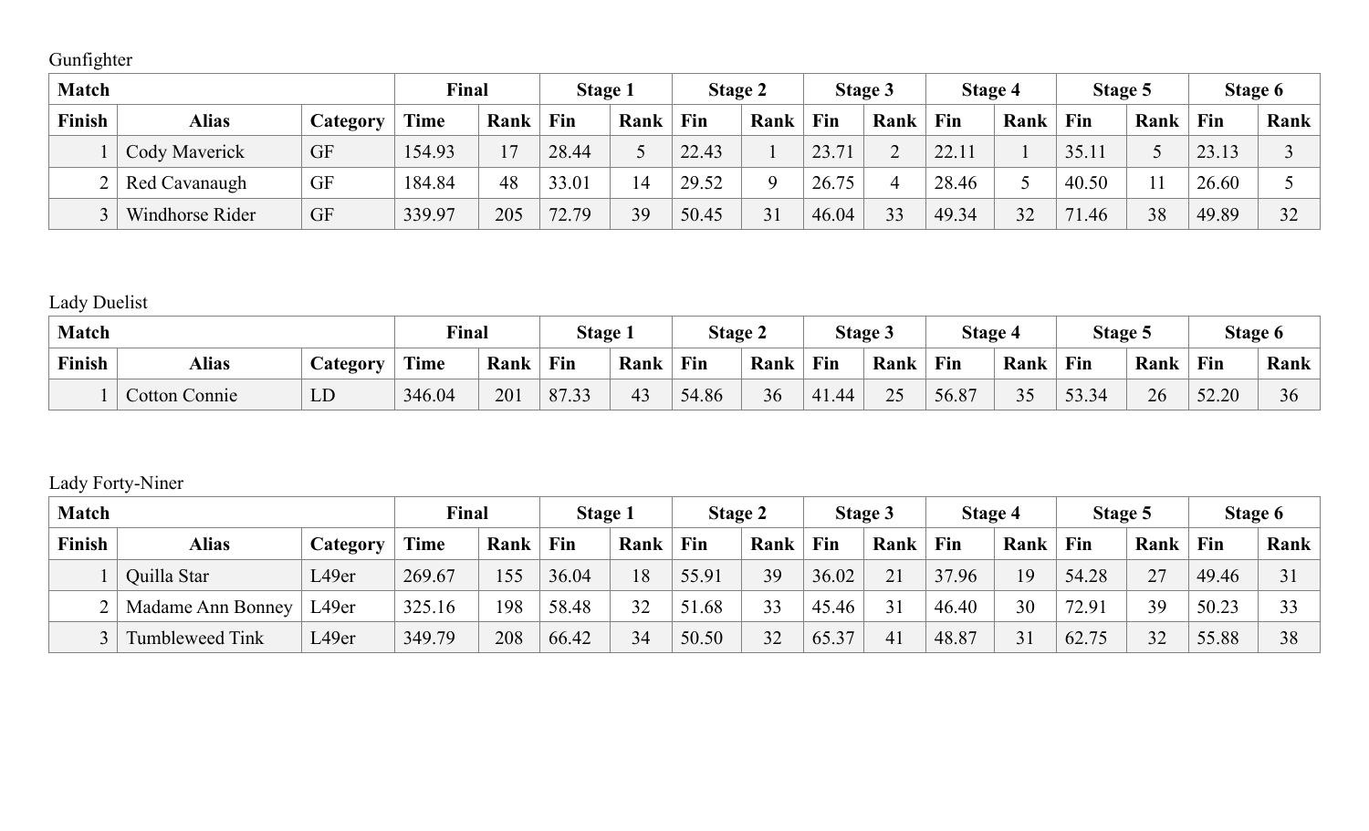Gunfighter

| Match | | | Final | | Stage 1 | | Stage 2 | | Stage 3 | | Stage 4 | | Stage 5 | | Stage 6 | |
|---|---|---|---|---|---|---|---|---|---|---|---|---|---|---|---|---|
| Finish | Alias | Category | Time | Rank | Fin | Rank | Fin | Rank | Fin | Rank | Fin | Rank | Fin | Rank | Fin | Rank |
| 1 | Cody Maverick | GF | 154.93 | 17 | 28.44 | 5 | 22.43 | 1 | 23.71 | 2 | 22.11 | 1 | 35.11 | 5 | 23.13 | 3 |
| 2 | Red Cavanaugh | GF | 184.84 | 48 | 33.01 | 14 | 29.52 | 9 | 26.75 | 4 | 28.46 | 5 | 40.50 | 11 | 26.60 | 5 |
| 3 | Windhorse Rider | GF | 339.97 | 205 | 72.79 | 39 | 50.45 | 31 | 46.04 | 33 | 49.34 | 32 | 71.46 | 38 | 49.89 | 32 |

Lady Duelist

| Match | | | Final | | Stage 1 | | Stage 2 | | Stage 3 | | Stage 4 | | Stage 5 | | Stage 6 | |
|---|---|---|---|---|---|---|---|---|---|---|---|---|---|---|---|---|
| Finish | Alias | Category | Time | Rank | Fin | Rank | Fin | Rank | Fin | Rank | Fin | Rank | Fin | Rank | Fin | Rank |
| 1 | Cotton Connie | LD | 346.04 | 201 | 87.33 | 43 | 54.86 | 36 | 41.44 | 25 | 56.87 | 35 | 53.34 | 26 | 52.20 | 36 |

Lady Forty-Niner

| Match | | | Final | | Stage 1 | | Stage 2 | | Stage 3 | | Stage 4 | | Stage 5 | | Stage 6 | |
|---|---|---|---|---|---|---|---|---|---|---|---|---|---|---|---|---|
| Finish | Alias | Category | Time | Rank | Fin | Rank | Fin | Rank | Fin | Rank | Fin | Rank | Fin | Rank | Fin | Rank |
| 1 | Quilla Star | L49er | 269.67 | 155 | 36.04 | 18 | 55.91 | 39 | 36.02 | 21 | 37.96 | 19 | 54.28 | 27 | 49.46 | 31 |
| 2 | Madame Ann Bonney | L49er | 325.16 | 198 | 58.48 | 32 | 51.68 | 33 | 45.46 | 31 | 46.40 | 30 | 72.91 | 39 | 50.23 | 33 |
| 3 | Tumbleweed Tink | L49er | 349.79 | 208 | 66.42 | 34 | 50.50 | 32 | 65.37 | 41 | 48.87 | 31 | 62.75 | 32 | 55.88 | 38 |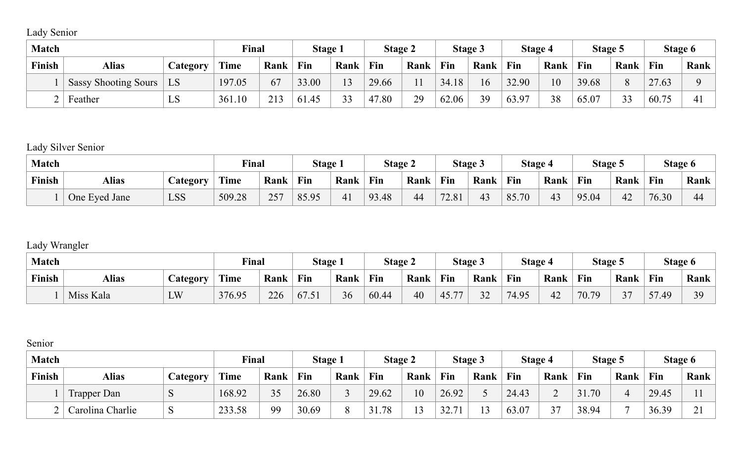Lady Senior

| Match | | | Final | | Stage 1 | | Stage 2 | | Stage 3 | | Stage 4 | | Stage 5 | | Stage 6 | |
|---|---|---|---|---|---|---|---|---|---|---|---|---|---|---|---|---|
| **Finish** | **Alias** | **Category** | **Time** | **Rank** | **Fin** | **Rank** | **Fin** | **Rank** | **Fin** | **Rank** | **Fin** | **Rank** | **Fin** | **Rank** | **Fin** | **Rank** |
| 1 | Sassy Shooting Sours | LS | 197.05 | 67 | 33.00 | 13 | 29.66 | 11 | 34.18 | 16 | 32.90 | 10 | 39.68 | 8 | 27.63 | 9 |
| 2 | Feather | LS | 361.10 | 213 | 61.45 | 33 | 47.80 | 29 | 62.06 | 39 | 63.97 | 38 | 65.07 | 33 | 60.75 | 41 |

Lady Silver Senior

| Match | | | Final | | Stage 1 | | Stage 2 | | Stage 3 | | Stage 4 | | Stage 5 | | Stage 6 | |
|---|---|---|---|---|---|---|---|---|---|---|---|---|---|---|---|---|
| **Finish** | **Alias** | **Category** | **Time** | **Rank** | **Fin** | **Rank** | **Fin** | **Rank** | **Fin** | **Rank** | **Fin** | **Rank** | **Fin** | **Rank** | **Fin** | **Rank** |
| 1 | One Eyed Jane | LSS | 509.28 | 257 | 85.95 | 41 | 93.48 | 44 | 72.81 | 43 | 85.70 | 43 | 95.04 | 42 | 76.30 | 44 |

Lady Wrangler

| Match | | | Final | | Stage 1 | | Stage 2 | | Stage 3 | | Stage 4 | | Stage 5 | | Stage 6 | |
|---|---|---|---|---|---|---|---|---|---|---|---|---|---|---|---|---|
| **Finish** | **Alias** | **Category** | **Time** | **Rank** | **Fin** | **Rank** | **Fin** | **Rank** | **Fin** | **Rank** | **Fin** | **Rank** | **Fin** | **Rank** | **Fin** | **Rank** |
| 1 | Miss Kala | LW | 376.95 | 226 | 67.51 | 36 | 60.44 | 40 | 45.77 | 32 | 74.95 | 42 | 70.79 | 37 | 57.49 | 39 |

Senior

| Match | | | Final | | Stage 1 | | Stage 2 | | Stage 3 | | Stage 4 | | Stage 5 | | Stage 6 | |
|---|---|---|---|---|---|---|---|---|---|---|---|---|---|---|---|---|
| **Finish** | **Alias** | **Category** | **Time** | **Rank** | **Fin** | **Rank** | **Fin** | **Rank** | **Fin** | **Rank** | **Fin** | **Rank** | **Fin** | **Rank** | **Fin** | **Rank** |
| 1 | Trapper Dan | S | 168.92 | 35 | 26.80 | 3 | 29.62 | 10 | 26.92 | 5 | 24.43 | 2 | 31.70 | 4 | 29.45 | 11 |
| 2 | Carolina Charlie | S | 233.58 | 99 | 30.69 | 8 | 31.78 | 13 | 32.71 | 13 | 63.07 | 37 | 38.94 | 7 | 36.39 | 21 |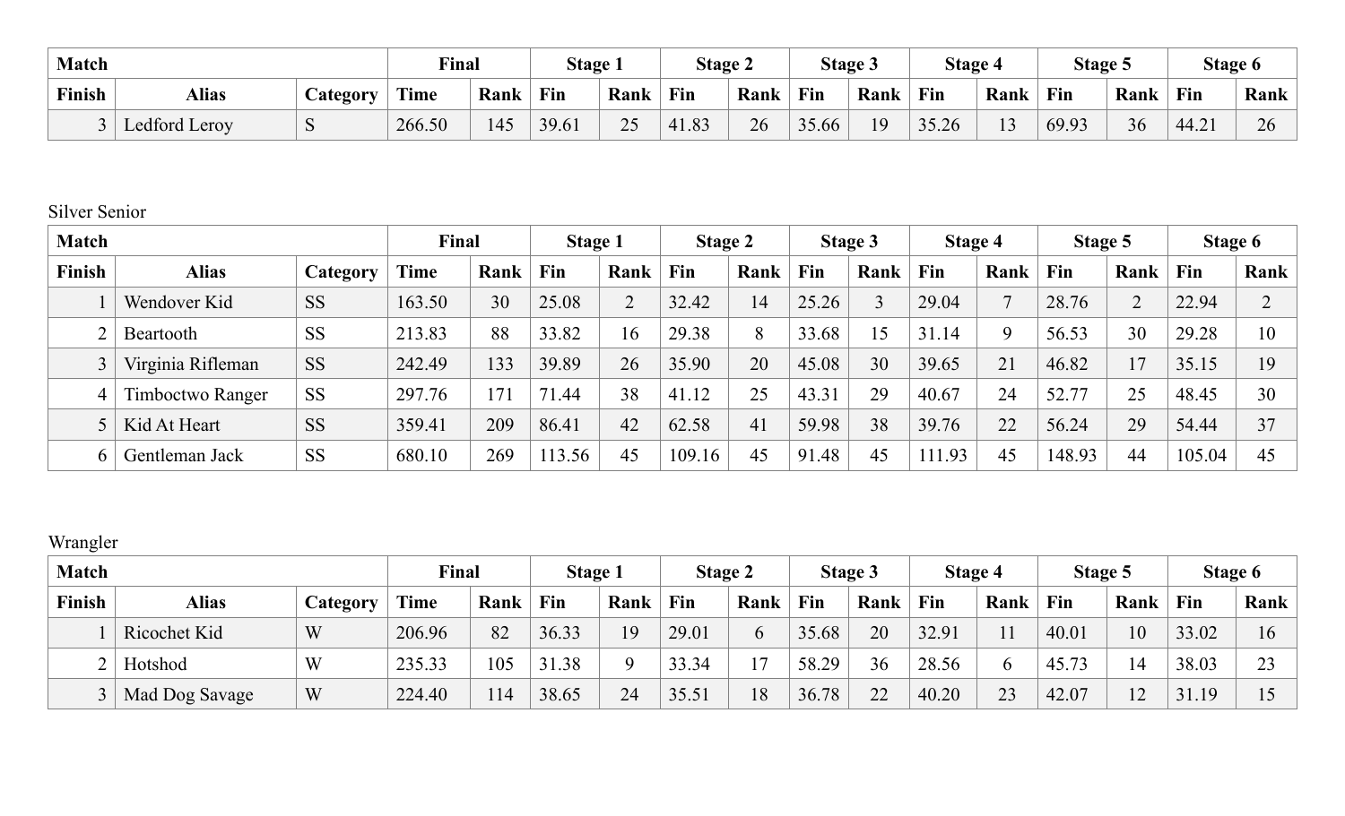| Match | | | Final | | Stage 1 | | Stage 2 | | Stage 3 | | Stage 4 | | Stage 5 | | Stage 6 | |
|---|---|---|---|---|---|---|---|---|---|---|---|---|---|---|---|---|
| Finish | Alias | Category | Time | Rank | Fin | Rank | Fin | Rank | Fin | Rank | Fin | Rank | Fin | Rank | Fin | Rank |
| 3 | Ledford Leroy | S | 266.50 | 145 | 39.61 | 25 | 41.83 | 26 | 35.66 | 19 | 35.26 | 13 | 69.93 | 36 | 44.21 | 26 |

Silver Senior

| Match | | | Final | | Stage 1 | | Stage 2 | | Stage 3 | | Stage 4 | | Stage 5 | | Stage 6 | |
|---|---|---|---|---|---|---|---|---|---|---|---|---|---|---|---|---|
| Finish | Alias | Category | Time | Rank | Fin | Rank | Fin | Rank | Fin | Rank | Fin | Rank | Fin | Rank | Fin | Rank |
| 1 | Wendover Kid | SS | 163.50 | 30 | 25.08 | 2 | 32.42 | 14 | 25.26 | 3 | 29.04 | 7 | 28.76 | 2 | 22.94 | 2 |
| 2 | Beartooth | SS | 213.83 | 88 | 33.82 | 16 | 29.38 | 8 | 33.68 | 15 | 31.14 | 9 | 56.53 | 30 | 29.28 | 10 |
| 3 | Virginia Rifleman | SS | 242.49 | 133 | 39.89 | 26 | 35.90 | 20 | 45.08 | 30 | 39.65 | 21 | 46.82 | 17 | 35.15 | 19 |
| 4 | Timboctwo Ranger | SS | 297.76 | 171 | 71.44 | 38 | 41.12 | 25 | 43.31 | 29 | 40.67 | 24 | 52.77 | 25 | 48.45 | 30 |
| 5 | Kid At Heart | SS | 359.41 | 209 | 86.41 | 42 | 62.58 | 41 | 59.98 | 38 | 39.76 | 22 | 56.24 | 29 | 54.44 | 37 |
| 6 | Gentleman Jack | SS | 680.10 | 269 | 113.56 | 45 | 109.16 | 45 | 91.48 | 45 | 111.93 | 45 | 148.93 | 44 | 105.04 | 45 |

Wrangler

| Match | | | Final | | Stage 1 | | Stage 2 | | Stage 3 | | Stage 4 | | Stage 5 | | Stage 6 | |
|---|---|---|---|---|---|---|---|---|---|---|---|---|---|---|---|---|
| Finish | Alias | Category | Time | Rank | Fin | Rank | Fin | Rank | Fin | Rank | Fin | Rank | Fin | Rank | Fin | Rank |
| 1 | Ricochet Kid | W | 206.96 | 82 | 36.33 | 19 | 29.01 | 6 | 35.68 | 20 | 32.91 | 11 | 40.01 | 10 | 33.02 | 16 |
| 2 | Hotshod | W | 235.33 | 105 | 31.38 | 9 | 33.34 | 17 | 58.29 | 36 | 28.56 | 6 | 45.73 | 14 | 38.03 | 23 |
| 3 | Mad Dog Savage | W | 224.40 | 114 | 38.65 | 24 | 35.51 | 18 | 36.78 | 22 | 40.20 | 23 | 42.07 | 12 | 31.19 | 15 |